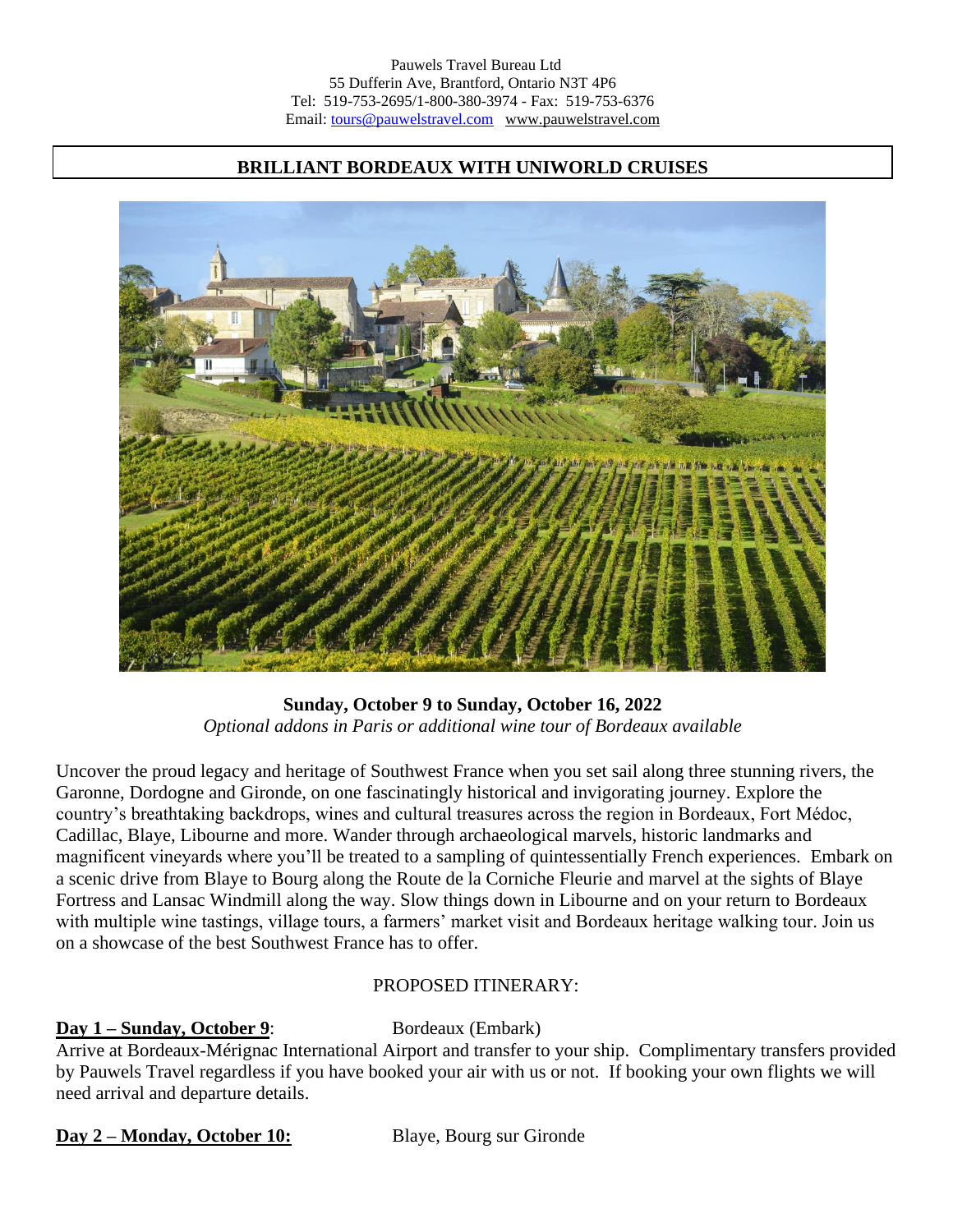Pauwels Travel Bureau Ltd
55 Dufferin Ave, Brantford, Ontario N3T 4P6
Tel: 519-753-2695/1-800-380-3974 - Fax: 519-753-6376
Email: tours@pauwelstravel.com www.pauwelstravel.com

# BRILLIANT BORDEAUX WITH UNIWORLD CRUISES

**Sunday, October 9 to Sunday, October 16, 2022**

*Optional addons in Paris or additional wine tour of Bordeaux available*

Uncover the proud legacy and heritage of Southwest France when you set sail along three stunning rivers, the Garonne, Dordogne and Gironde, on one fascinatingly historical and invigorating journey. Explore the country's breathtaking backdrops, wines and cultural treasures across the region in Bordeaux, Fort Médoc, Cadillac, Blaye, Libourne and more. Wander through archaeological marvels, historic landmarks and magnificent vineyards where you'll be treated to a sampling of quintessentially French experiences. Embark on a scenic drive from Blaye to Bourg along the Route de la Corniche Fleurie and marvel at the sights of Blaye Fortress and Lansac Windmill along the way. Slow things down in Libourne and on your return to Bordeaux with multiple wine tastings, village tours, a farmers' market visit and Bordeaux heritage walking tour. Join us on a showcase of the best Southwest France has to offer.

PROPOSED ITINERARY:

**Day 1 – Sunday, October 9**: Bordeaux (Embark)

Arrive at Bordeaux-Mérignac International Airport and transfer to your ship. Complimentary transfers provided by Pauwels Travel regardless if you have booked your air with us or not. If booking your own flights we will need arrival and departure details.

**Day 2 – Monday, October 10:** Blaye, Bourg sur Gironde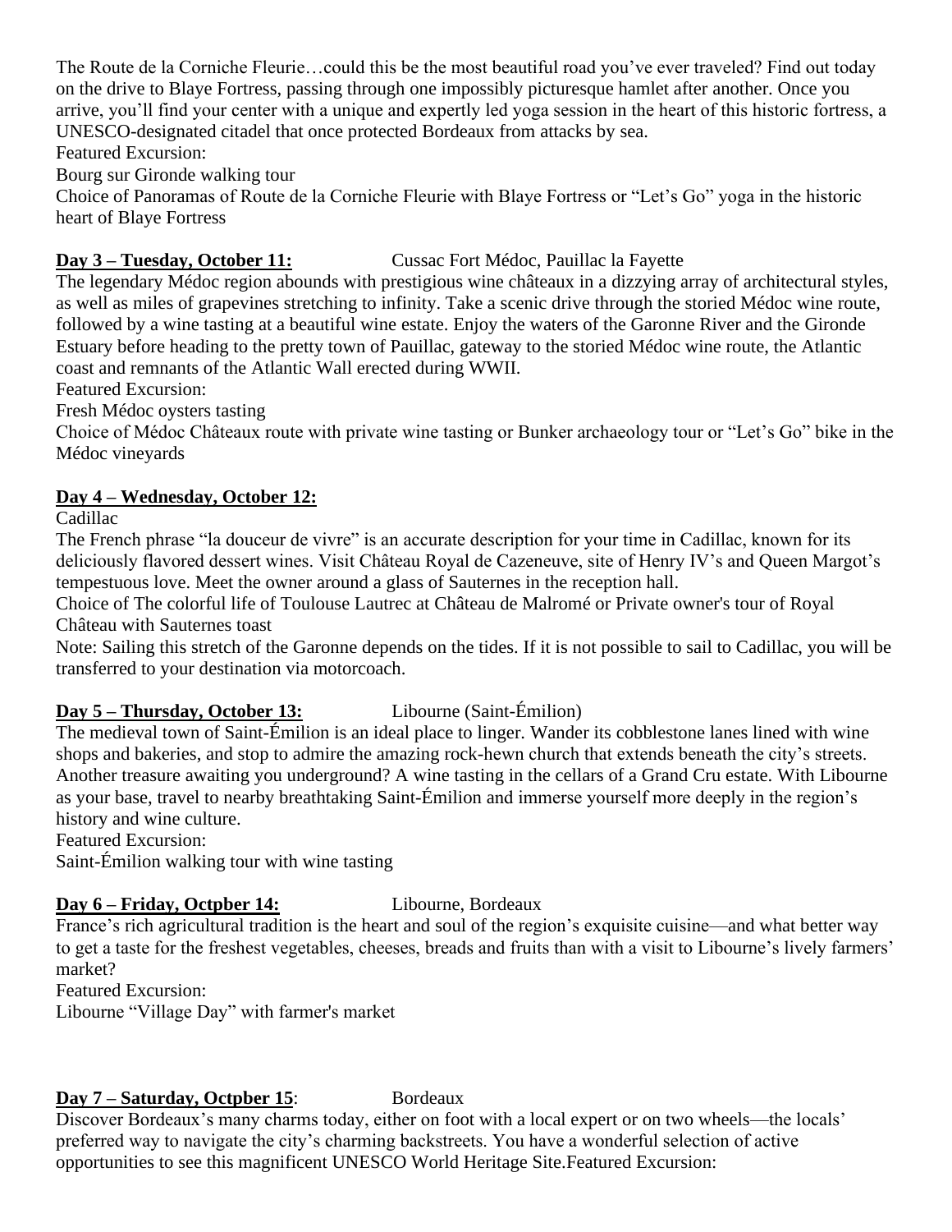The Route de la Corniche Fleurie…could this be the most beautiful road you've ever traveled? Find out today on the drive to Blaye Fortress, passing through one impossibly picturesque hamlet after another. Once you arrive, you'll find your center with a unique and expertly led yoga session in the heart of this historic fortress, a UNESCO-designated citadel that once protected Bordeaux from attacks by sea.

Featured Excursion:

Bourg sur Gironde walking tour

Choice of Panoramas of Route de la Corniche Fleurie with Blaye Fortress or "Let's Go" yoga in the historic heart of Blaye Fortress

**Day 3 – Tuesday, October 11:** Cussac Fort Médoc, Pauillac la Fayette

The legendary Médoc region abounds with prestigious wine châteaux in a dizzying array of architectural styles, as well as miles of grapevines stretching to infinity. Take a scenic drive through the storied Médoc wine route, followed by a wine tasting at a beautiful wine estate. Enjoy the waters of the Garonne River and the Gironde Estuary before heading to the pretty town of Pauillac, gateway to the storied Médoc wine route, the Atlantic coast and remnants of the Atlantic Wall erected during WWII.

Featured Excursion:

Fresh Médoc oysters tasting

Choice of Médoc Châteaux route with private wine tasting or Bunker archaeology tour or "Let's Go" bike in the Médoc vineyards

**Day 4 – Wednesday, October 12:**

Cadillac

The French phrase "la douceur de vivre" is an accurate description for your time in Cadillac, known for its deliciously flavored dessert wines. Visit Château Royal de Cazeneuve, site of Henry IV's and Queen Margot's tempestuous love. Meet the owner around a glass of Sauternes in the reception hall.

Choice of The colorful life of Toulouse Lautrec at Château de Malromé or Private owner's tour of Royal Château with Sauternes toast

Note: Sailing this stretch of the Garonne depends on the tides. If it is not possible to sail to Cadillac, you will be transferred to your destination via motorcoach.

**Day 5 – Thursday, October 13:** Libourne (Saint-Émilion)

The medieval town of Saint-Émilion is an ideal place to linger. Wander its cobblestone lanes lined with wine shops and bakeries, and stop to admire the amazing rock-hewn church that extends beneath the city's streets. Another treasure awaiting you underground? A wine tasting in the cellars of a Grand Cru estate. With Libourne as your base, travel to nearby breathtaking Saint-Émilion and immerse yourself more deeply in the region's history and wine culture.

Featured Excursion:

Saint-Émilion walking tour with wine tasting

**Day 6 – Friday, Octpber 14:** Libourne, Bordeaux

France's rich agricultural tradition is the heart and soul of the region's exquisite cuisine—and what better way to get a taste for the freshest vegetables, cheeses, breads and fruits than with a visit to Libourne's lively farmers' market?

Featured Excursion:

Libourne "Village Day" with farmer's market

**Day 7 – Saturday, Octpber 15**: Bordeaux

Discover Bordeaux's many charms today, either on foot with a local expert or on two wheels—the locals' preferred way to navigate the city's charming backstreets. You have a wonderful selection of active opportunities to see this magnificent UNESCO World Heritage Site.Featured Excursion: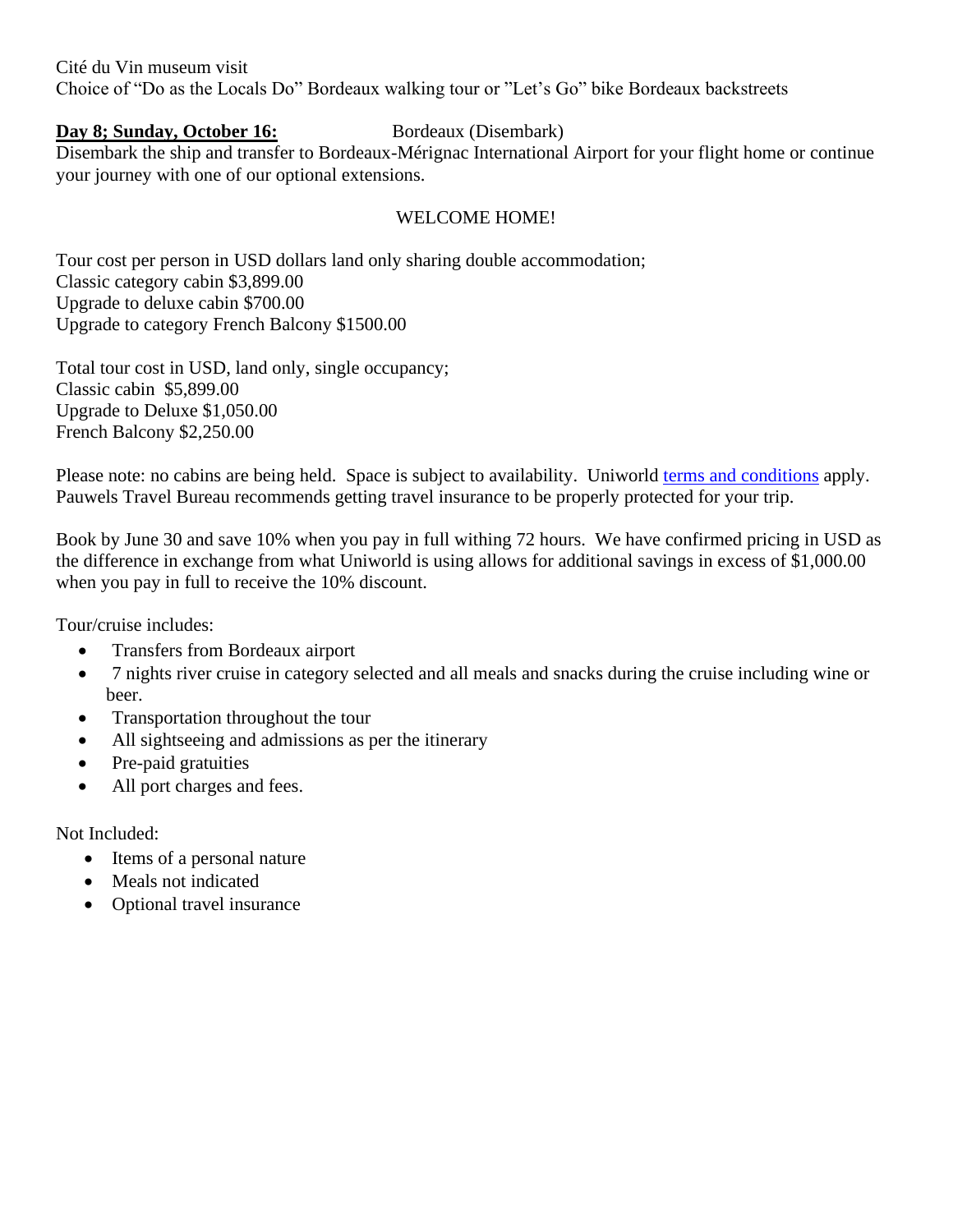Cité du Vin museum visit
Choice of “Do as the Locals Do” Bordeaux walking tour or ”Let’s Go” bike Bordeaux backstreets

**Day 8; Sunday, October 16:** Bordeaux (Disembark)
Disembark the ship and transfer to Bordeaux-Mérignac International Airport for your flight home or continue your journey with one of our optional extensions.

WELCOME HOME!

Tour cost per person in USD dollars land only sharing double accommodation;
Classic category cabin $3,899.00
Upgrade to deluxe cabin $700.00
Upgrade to category French Balcony $1500.00

Total tour cost in USD, land only, single occupancy;
Classic cabin $5,899.00
Upgrade to Deluxe $1,050.00
French Balcony $2,250.00

Please note: no cabins are being held. Space is subject to availability. Uniworld terms and conditions apply. Pauwels Travel Bureau recommends getting travel insurance to be properly protected for your trip.

Book by June 30 and save 10% when you pay in full withing 72 hours. We have confirmed pricing in USD as the difference in exchange from what Uniworld is using allows for additional savings in excess of $1,000.00 when you pay in full to receive the 10% discount.

Tour/cruise includes:

- Transfers from Bordeaux airport
- 7 nights river cruise in category selected and all meals and snacks during the cruise including wine or beer.
- Transportation throughout the tour
- All sightseeing and admissions as per the itinerary
- Pre-paid gratuities
- All port charges and fees.

Not Included:

- Items of a personal nature
- Meals not indicated
- Optional travel insurance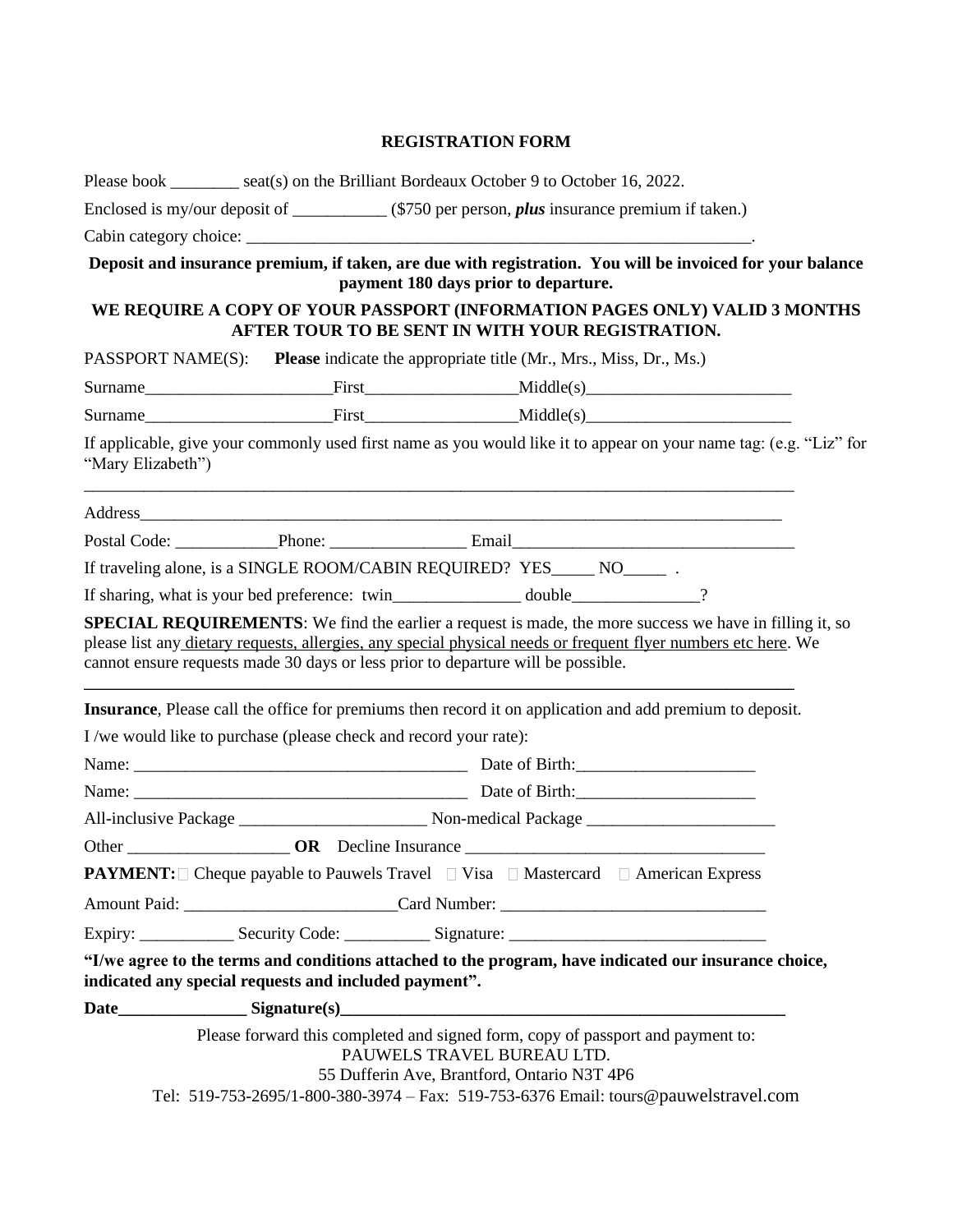# REGISTRATION FORM

Please book ________ seat(s) on the Brilliant Bordeaux October 9 to October 16, 2022.

Enclosed is my/our deposit of ___________ ($750 per person, ***plus*** insurance premium if taken.)

Cabin category choice: _____________________________________________________________.

**Deposit and insurance premium, if taken, are due with registration. You will be invoiced for your balance payment 180 days prior to departure.**

**WE REQUIRE A COPY OF YOUR PASSPORT (INFORMATION PAGES ONLY) VALID 3 MONTHS AFTER TOUR TO BE SENT IN WITH YOUR REGISTRATION.**

PASSPORT NAME(S): **Please** indicate the appropriate title (Mr., Mrs., Miss, Dr., Ms.)

Surname_____________________First_________________Middle(s)_______________________

Surname_____________________First_________________Middle(s)_______________________

If applicable, give your commonly used first name as you would like it to appear on your name tag: (e.g. "Liz" for "Mary Elizabeth")

_____________________________________________________________________________________

Address____________________________________________________________________________

Postal Code: ____________Phone: ________________ Email_________________________________

If traveling alone, is a SINGLE ROOM/CABIN REQUIRED? YES_____ NO_____ .

If sharing, what is your bed preference: twin_______________ double_______________?

**SPECIAL REQUIREMENTS**: We find the earlier a request is made, the more success we have in filling it, so please list any dietary requests, allergies, any special physical needs or frequent flyer numbers etc here. We cannot ensure requests made 30 days or less prior to departure will be possible.

_____________________________________________________________________________________

**Insurance**, Please call the office for premiums then record it on application and add premium to deposit.

I /we would like to purchase (please check and record your rate):

Name: _______________________________________ Date of Birth:_____________________

Name: _______________________________________ Date of Birth:_____________________

All-inclusive Package ______________________ Non-medical Package ______________________

Other ___________________ **OR** Decline Insurance __________________________________

**PAYMENT:** ☐ Cheque payable to Pauwels Travel ☐ Visa ☐ Mastercard ☐ American Express

Amount Paid: ________________________Card Number: ______________________________

Expiry: ___________ Security Code: __________ Signature: ______________________________

**"I/we agree to the terms and conditions attached to the program, have indicated our insurance choice, indicated any special requests and included payment".**

**Date_______________ Signature(s)______________________________________________________**

Please forward this completed and signed form, copy of passport and payment to:
PAUWELS TRAVEL BUREAU LTD.
55 Dufferin Ave, Brantford, Ontario N3T 4P6
Tel: 519-753-2695/1-800-380-3974 – Fax: 519-753-6376 Email: tours@pauwelstravel.com